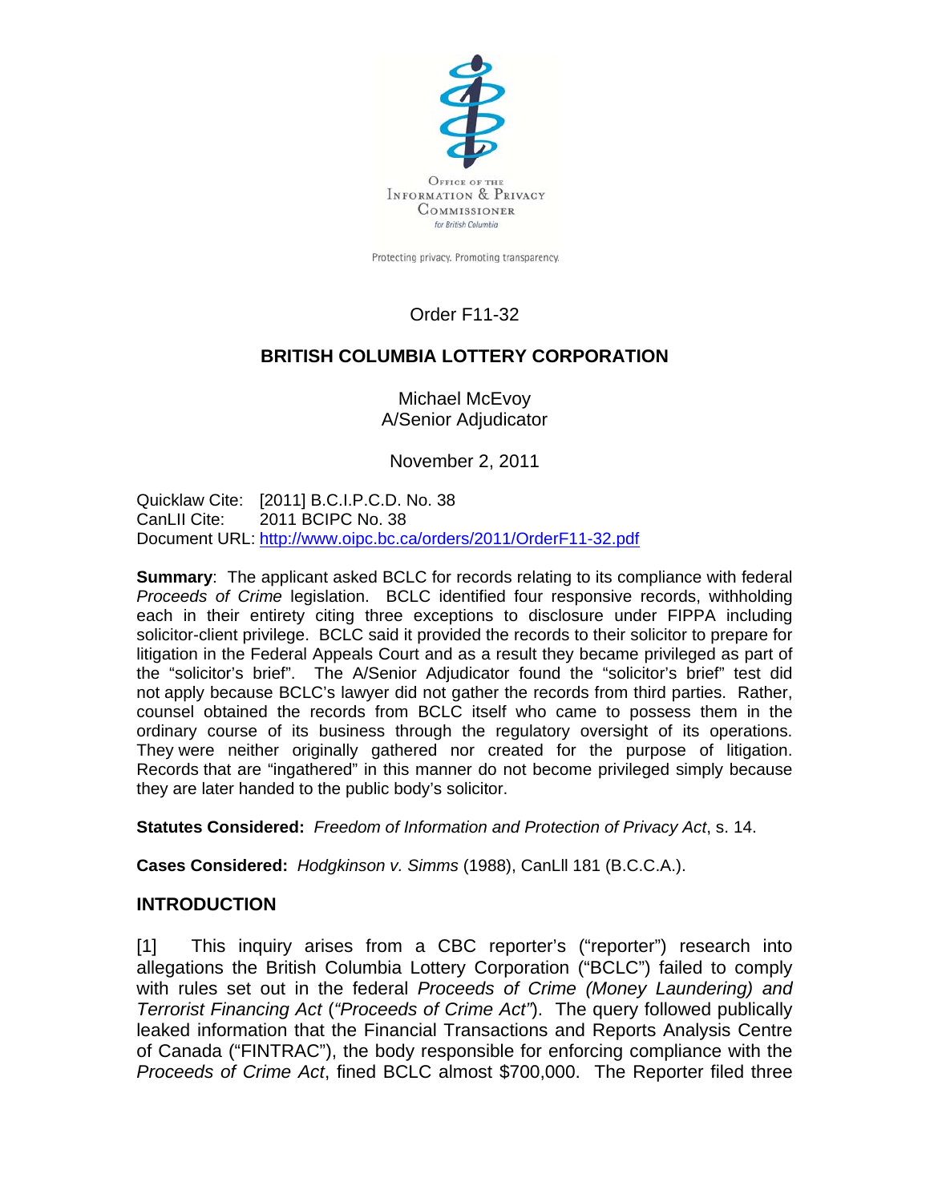Office of the Information & Privacy Commissioner for British Columbia

Protecting privacy. Promoting transparency.

Order F11-32

## BRITISH COLUMBIA LOTTERY CORPORATION

Michael McEvoy
A/Senior Adjudicator

November 2, 2011

Quicklaw Cite: [2011] B.C.I.P.C.D. No. 38
CanLII Cite: 2011 BCIPC No. 38
Document URL: http://www.oipc.bc.ca/orders/2011/OrderF11-32.pdf

**Summary**: The applicant asked BCLC for records relating to its compliance with federal *Proceeds of Crime* legislation. BCLC identified four responsive records, withholding each in their entirety citing three exceptions to disclosure under FIPPA including solicitor-client privilege. BCLC said it provided the records to their solicitor to prepare for litigation in the Federal Appeals Court and as a result they became privileged as part of the "solicitor's brief". The A/Senior Adjudicator found the "solicitor's brief" test did not apply because BCLC's lawyer did not gather the records from third parties. Rather, counsel obtained the records from BCLC itself who came to possess them in the ordinary course of its business through the regulatory oversight of its operations. They were neither originally gathered nor created for the purpose of litigation. Records that are "ingathered" in this manner do not become privileged simply because they are later handed to the public body's solicitor.

**Statutes Considered:** *Freedom of Information and Protection of Privacy Act*, s. 14.

**Cases Considered:** *Hodgkinson v. Simms* (1988), CanLll 181 (B.C.C.A.).

## INTRODUCTION

[1] This inquiry arises from a CBC reporter's ("reporter") research into allegations the British Columbia Lottery Corporation ("BCLC") failed to comply with rules set out in the federal *Proceeds of Crime (Money Laundering) and Terrorist Financing Act* (*"Proceeds of Crime Act"*). The query followed publically leaked information that the Financial Transactions and Reports Analysis Centre of Canada ("FINTRAC"), the body responsible for enforcing compliance with the *Proceeds of Crime Act*, fined BCLC almost $700,000. The Reporter filed three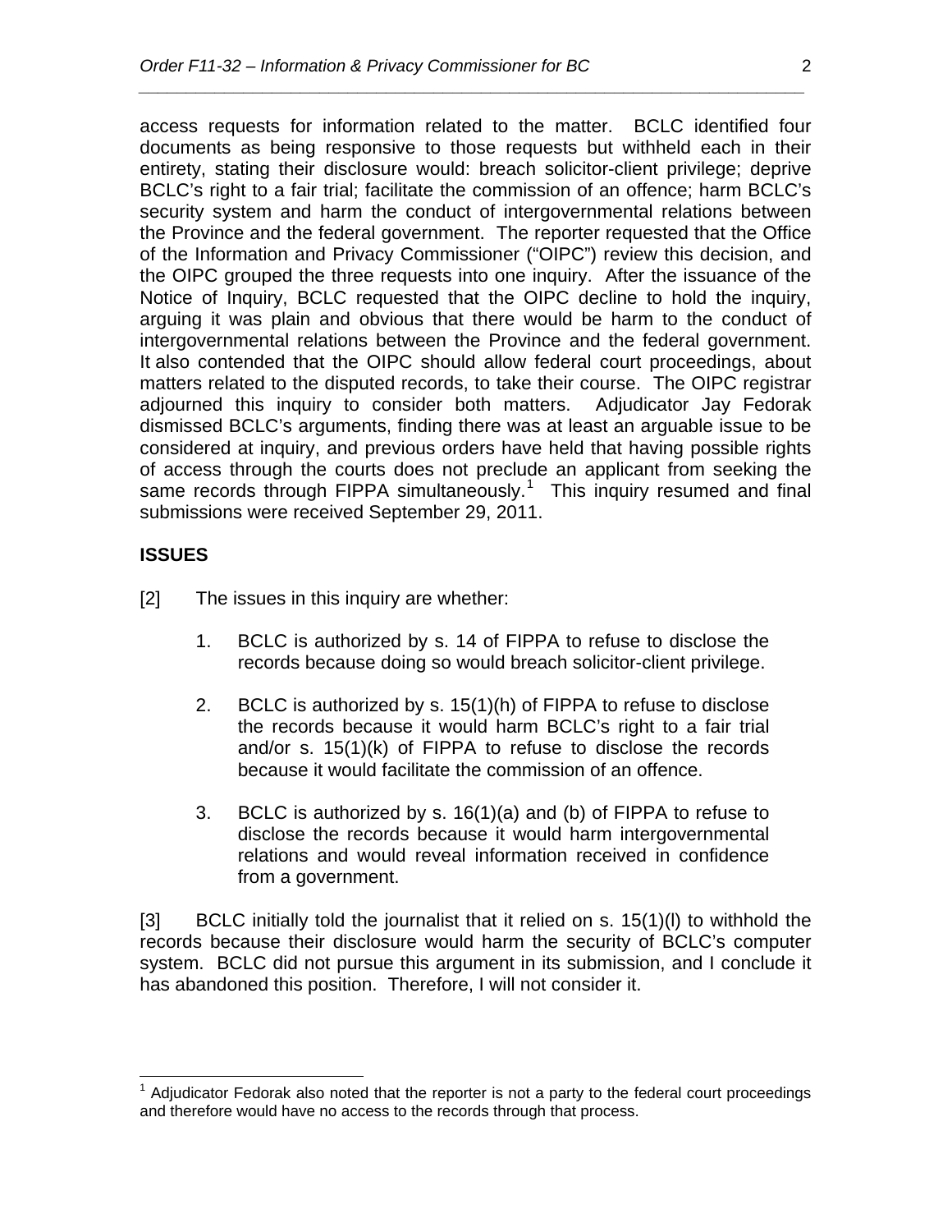access requests for information related to the matter. BCLC identified four documents as being responsive to those requests but withheld each in their entirety, stating their disclosure would: breach solicitor-client privilege; deprive BCLC's right to a fair trial; facilitate the commission of an offence; harm BCLC's security system and harm the conduct of intergovernmental relations between the Province and the federal government. The reporter requested that the Office of the Information and Privacy Commissioner ("OIPC") review this decision, and the OIPC grouped the three requests into one inquiry. After the issuance of the Notice of Inquiry, BCLC requested that the OIPC decline to hold the inquiry, arguing it was plain and obvious that there would be harm to the conduct of intergovernmental relations between the Province and the federal government. It also contended that the OIPC should allow federal court proceedings, about matters related to the disputed records, to take their course. The OIPC registrar adjourned this inquiry to consider both matters. Adjudicator Jay Fedorak dismissed BCLC's arguments, finding there was at least an arguable issue to be considered at inquiry, and previous orders have held that having possible rights of access through the courts does not preclude an applicant from seeking the same records through FIPPA simultaneously.[1] This inquiry resumed and final submissions were received September 29, 2011.

## ISSUES

[2] The issues in this inquiry are whether:

1. BCLC is authorized by s. 14 of FIPPA to refuse to disclose the records because doing so would breach solicitor-client privilege.

2. BCLC is authorized by s. 15(1)(h) of FIPPA to refuse to disclose the records because it would harm BCLC's right to a fair trial and/or s. 15(1)(k) of FIPPA to refuse to disclose the records because it would facilitate the commission of an offence.

3. BCLC is authorized by s. 16(1)(a) and (b) of FIPPA to refuse to disclose the records because it would harm intergovernmental relations and would reveal information received in confidence from a government.

[3] BCLC initially told the journalist that it relied on s. 15(1)(l) to withhold the records because their disclosure would harm the security of BCLC's computer system. BCLC did not pursue this argument in its submission, and I conclude it has abandoned this position. Therefore, I will not consider it.

---

[1] Adjudicator Fedorak also noted that the reporter is not a party to the federal court proceedings and therefore would have no access to the records through that process.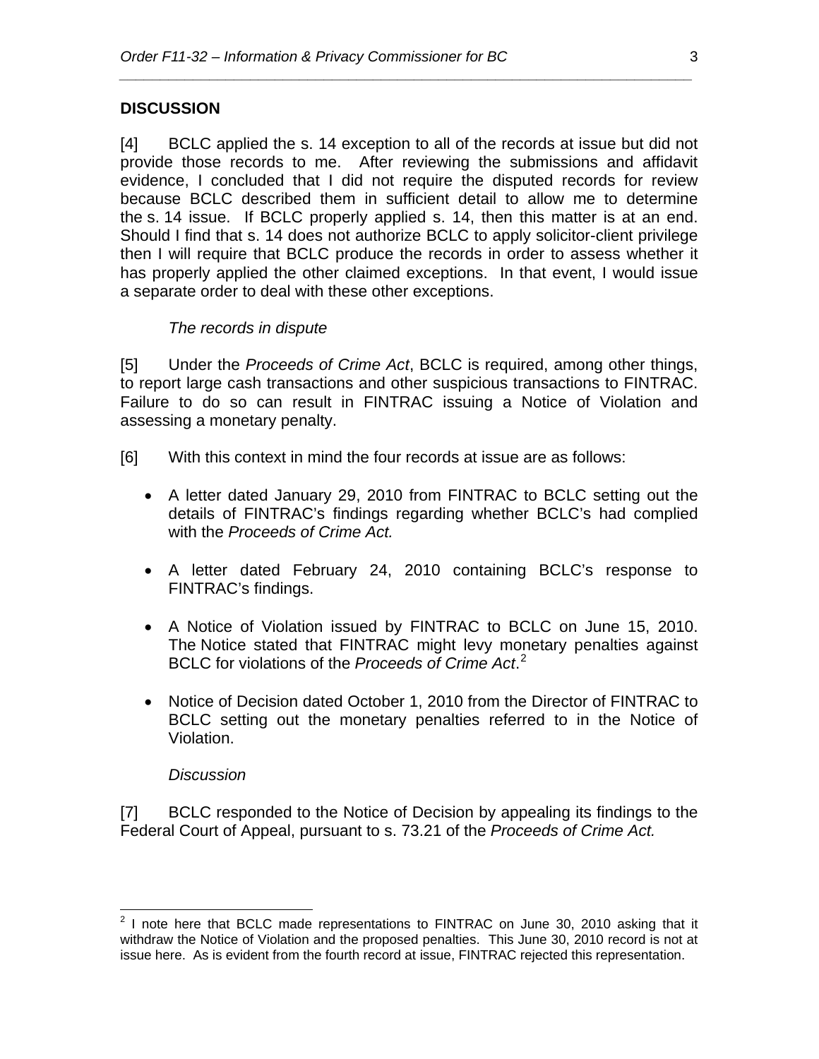## DISCUSSION

[4] BCLC applied the s. 14 exception to all of the records at issue but did not provide those records to me. After reviewing the submissions and affidavit evidence, I concluded that I did not require the disputed records for review because BCLC described them in sufficient detail to allow me to determine the s. 14 issue. If BCLC properly applied s. 14, then this matter is at an end. Should I find that s. 14 does not authorize BCLC to apply solicitor-client privilege then I will require that BCLC produce the records in order to assess whether it has properly applied the other claimed exceptions. In that event, I would issue a separate order to deal with these other exceptions.

*The records in dispute*

[5] Under the *Proceeds of Crime Act*, BCLC is required, among other things, to report large cash transactions and other suspicious transactions to FINTRAC. Failure to do so can result in FINTRAC issuing a Notice of Violation and assessing a monetary penalty.

[6] With this context in mind the four records at issue are as follows:

- A letter dated January 29, 2010 from FINTRAC to BCLC setting out the details of FINTRAC's findings regarding whether BCLC's had complied with the *Proceeds of Crime Act.*
- A letter dated February 24, 2010 containing BCLC's response to FINTRAC's findings.
- A Notice of Violation issued by FINTRAC to BCLC on June 15, 2010. The Notice stated that FINTRAC might levy monetary penalties against BCLC for violations of the *Proceeds of Crime Act*.[2]
- Notice of Decision dated October 1, 2010 from the Director of FINTRAC to BCLC setting out the monetary penalties referred to in the Notice of Violation.

*Discussion*

[7] BCLC responded to the Notice of Decision by appealing its findings to the Federal Court of Appeal, pursuant to s. 73.21 of the *Proceeds of Crime Act.*

[2] I note here that BCLC made representations to FINTRAC on June 30, 2010 asking that it withdraw the Notice of Violation and the proposed penalties. This June 30, 2010 record is not at issue here. As is evident from the fourth record at issue, FINTRAC rejected this representation.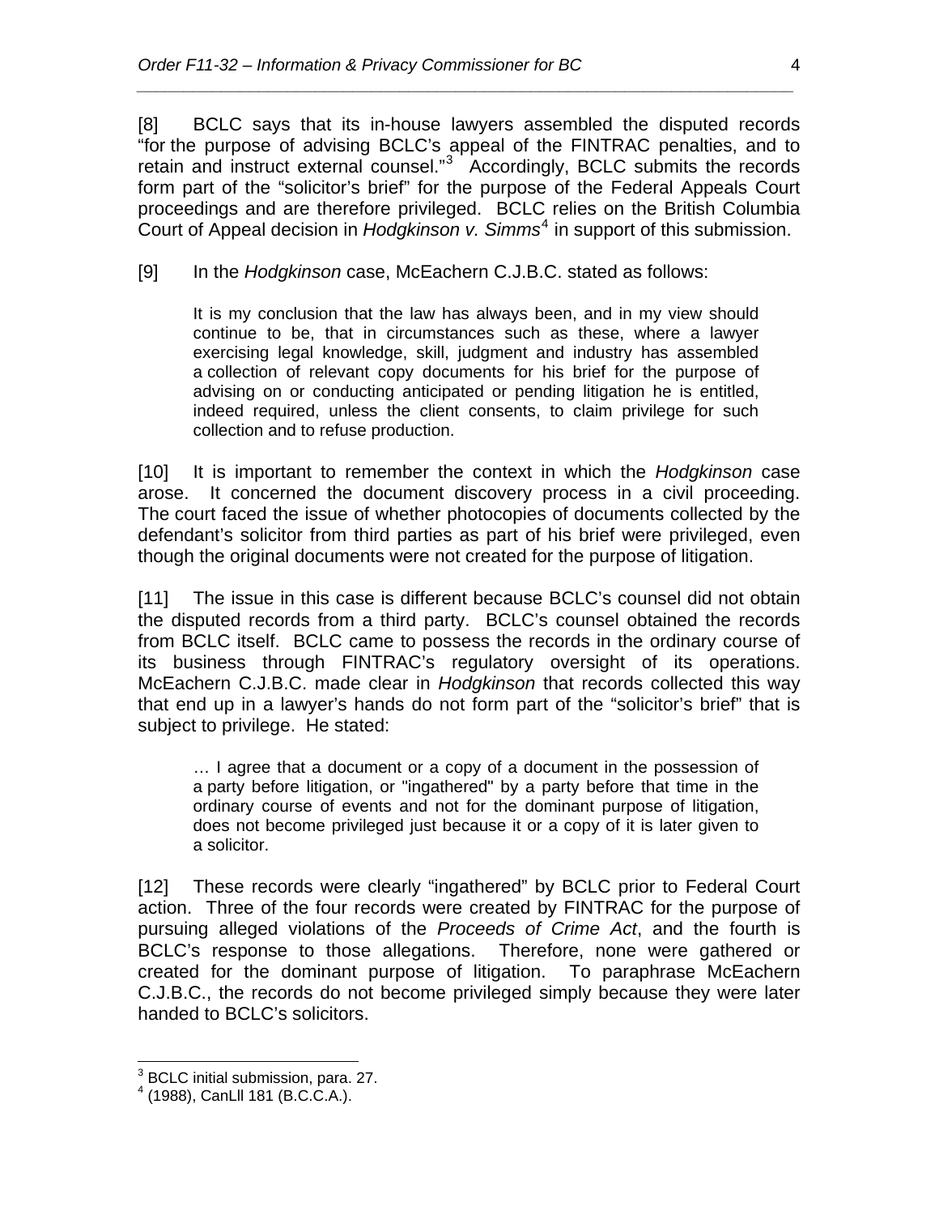[8] BCLC says that its in-house lawyers assembled the disputed records "for the purpose of advising BCLC's appeal of the FINTRAC penalties, and to retain and instruct external counsel."[3] Accordingly, BCLC submits the records form part of the "solicitor's brief" for the purpose of the Federal Appeals Court proceedings and are therefore privileged. BCLC relies on the British Columbia Court of Appeal decision in *Hodgkinson v. Simms*[4] in support of this submission.

[9] In the *Hodgkinson* case, McEachern C.J.B.C. stated as follows:

> It is my conclusion that the law has always been, and in my view should continue to be, that in circumstances such as these, where a lawyer exercising legal knowledge, skill, judgment and industry has assembled a collection of relevant copy documents for his brief for the purpose of advising on or conducting anticipated or pending litigation he is entitled, indeed required, unless the client consents, to claim privilege for such collection and to refuse production.

[10] It is important to remember the context in which the *Hodgkinson* case arose. It concerned the document discovery process in a civil proceeding. The court faced the issue of whether photocopies of documents collected by the defendant's solicitor from third parties as part of his brief were privileged, even though the original documents were not created for the purpose of litigation.

[11] The issue in this case is different because BCLC's counsel did not obtain the disputed records from a third party. BCLC's counsel obtained the records from BCLC itself. BCLC came to possess the records in the ordinary course of its business through FINTRAC's regulatory oversight of its operations. McEachern C.J.B.C. made clear in *Hodgkinson* that records collected this way that end up in a lawyer's hands do not form part of the "solicitor's brief" that is subject to privilege. He stated:

> … I agree that a document or a copy of a document in the possession of a party before litigation, or "ingathered" by a party before that time in the ordinary course of events and not for the dominant purpose of litigation, does not become privileged just because it or a copy of it is later given to a solicitor.

[12] These records were clearly "ingathered" by BCLC prior to Federal Court action. Three of the four records were created by FINTRAC for the purpose of pursuing alleged violations of the *Proceeds of Crime Act*, and the fourth is BCLC's response to those allegations. Therefore, none were gathered or created for the dominant purpose of litigation. To paraphrase McEachern C.J.B.C., the records do not become privileged simply because they were later handed to BCLC's solicitors.

---

[3] BCLC initial submission, para. 27.

[4] (1988), CanLll 181 (B.C.C.A.).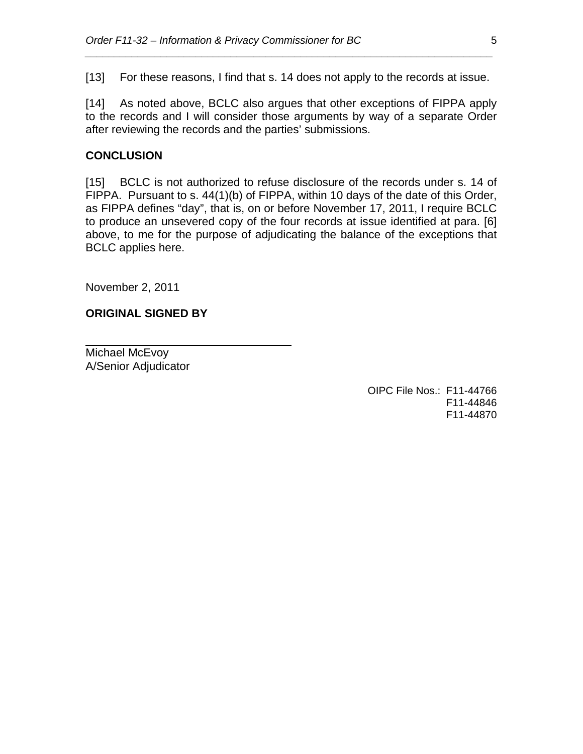[13] For these reasons, I find that s. 14 does not apply to the records at issue.

[14] As noted above, BCLC also argues that other exceptions of FIPPA apply to the records and I will consider those arguments by way of a separate Order after reviewing the records and the parties' submissions.

## CONCLUSION

[15] BCLC is not authorized to refuse disclosure of the records under s. 14 of FIPPA. Pursuant to s. 44(1)(b) of FIPPA, within 10 days of the date of this Order, as FIPPA defines "day", that is, on or before November 17, 2011, I require BCLC to produce an unsevered copy of the four records at issue identified at para. [6] above, to me for the purpose of adjudicating the balance of the exceptions that BCLC applies here.

November 2, 2011

**ORIGINAL SIGNED BY**

Michael McEvoy
A/Senior Adjudicator

OIPC File Nos.: F11-44766
F11-44846
F11-44870